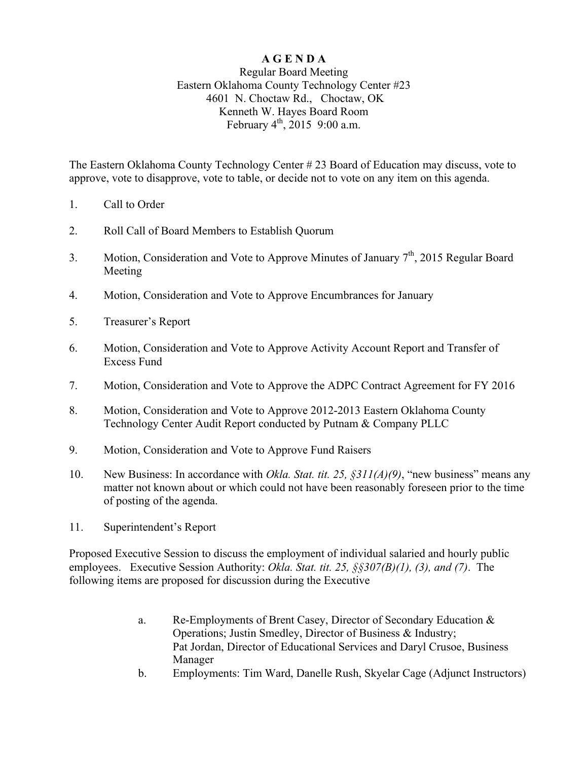# A G E N D A

Regular Board Meeting
Eastern Oklahoma County Technology Center #23
4601 N. Choctaw Rd., Choctaw, OK
Kenneth W. Hayes Board Room
February 4th, 2015 9:00 a.m.

The Eastern Oklahoma County Technology Center # 23 Board of Education may discuss, vote to approve, vote to disapprove, vote to table, or decide not to vote on any item on this agenda.

1. Call to Order

2. Roll Call of Board Members to Establish Quorum

3. Motion, Consideration and Vote to Approve Minutes of January 7th, 2015 Regular Board Meeting

4. Motion, Consideration and Vote to Approve Encumbrances for January

5. Treasurer's Report

6. Motion, Consideration and Vote to Approve Activity Account Report and Transfer of Excess Fund

7. Motion, Consideration and Vote to Approve the ADPC Contract Agreement for FY 2016

8. Motion, Consideration and Vote to Approve 2012-2013 Eastern Oklahoma County Technology Center Audit Report conducted by Putnam & Company PLLC

9. Motion, Consideration and Vote to Approve Fund Raisers

10. New Business: In accordance with *Okla. Stat. tit. 25, §311(A)(9)*, "new business" means any matter not known about or which could not have been reasonably foreseen prior to the time of posting of the agenda.

11. Superintendent's Report

Proposed Executive Session to discuss the employment of individual salaried and hourly public employees. Executive Session Authority: *Okla. Stat. tit. 25, §§307(B)(1), (3), and (7)*. The following items are proposed for discussion during the Executive

a. Re-Employments of Brent Casey, Director of Secondary Education & Operations; Justin Smedley, Director of Business & Industry; Pat Jordan, Director of Educational Services and Daryl Crusoe, Business Manager

b. Employments: Tim Ward, Danelle Rush, Skyelar Cage (Adjunct Instructors)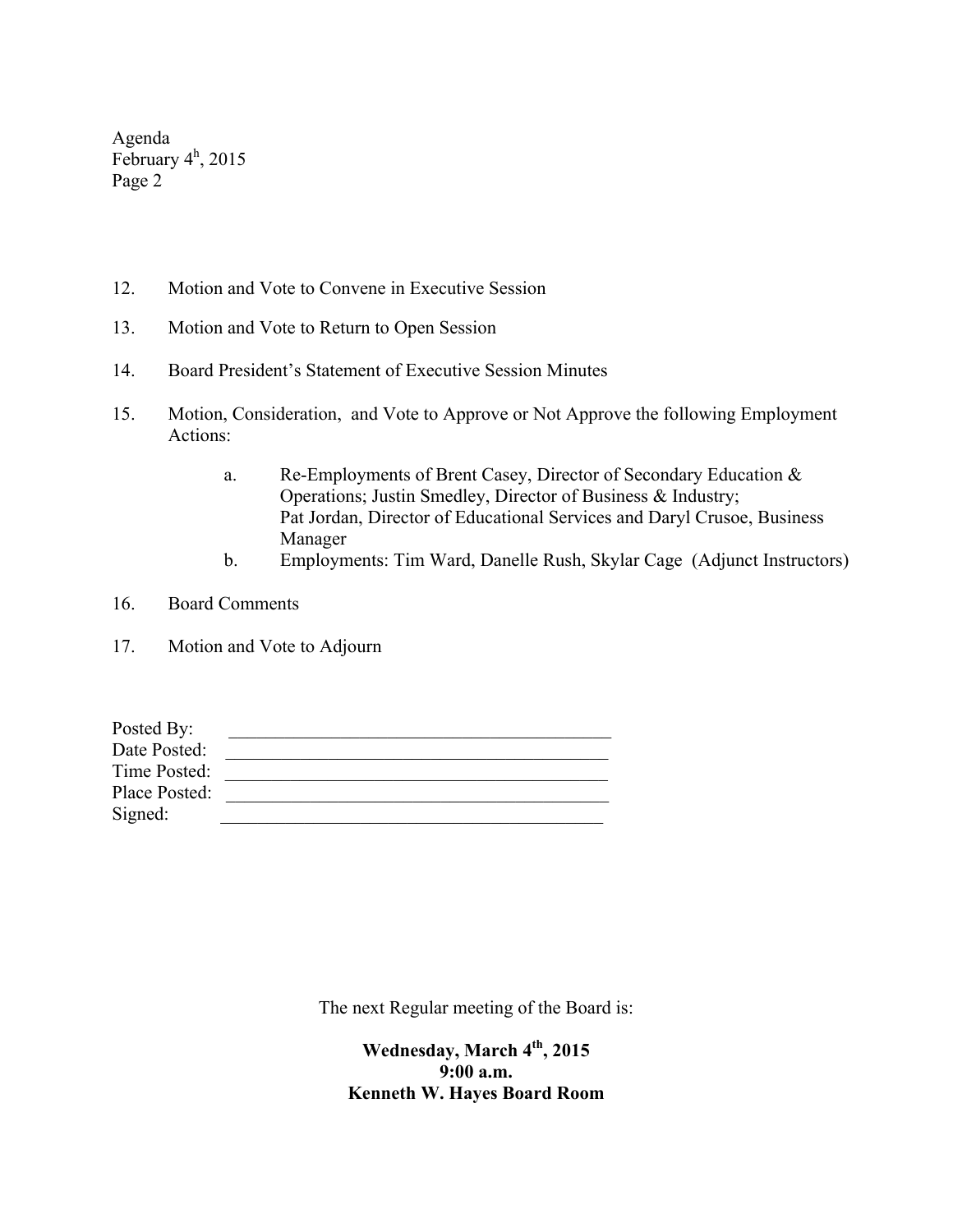12. Motion and Vote to Convene in Executive Session

13. Motion and Vote to Return to Open Session

14. Board President's Statement of Executive Session Minutes

15. Motion, Consideration, and Vote to Approve or Not Approve the following Employment Actions:

    a. Re-Employments of Brent Casey, Director of Secondary Education & Operations; Justin Smedley, Director of Business & Industry; Pat Jordan, Director of Educational Services and Daryl Crusoe, Business Manager

    b. Employments: Tim Ward, Danelle Rush, Skylar Cage (Adjunct Instructors)

16. Board Comments

17. Motion and Vote to Adjourn

Posted By: ___________________________________________

Date Posted: ___________________________________________

Time Posted: ___________________________________________

Place Posted: ___________________________________________

Signed: ___________________________________________

The next Regular meeting of the Board is:

**Wednesday, March 4th, 2015**
**9:00 a.m.**
**Kenneth W. Hayes Board Room**